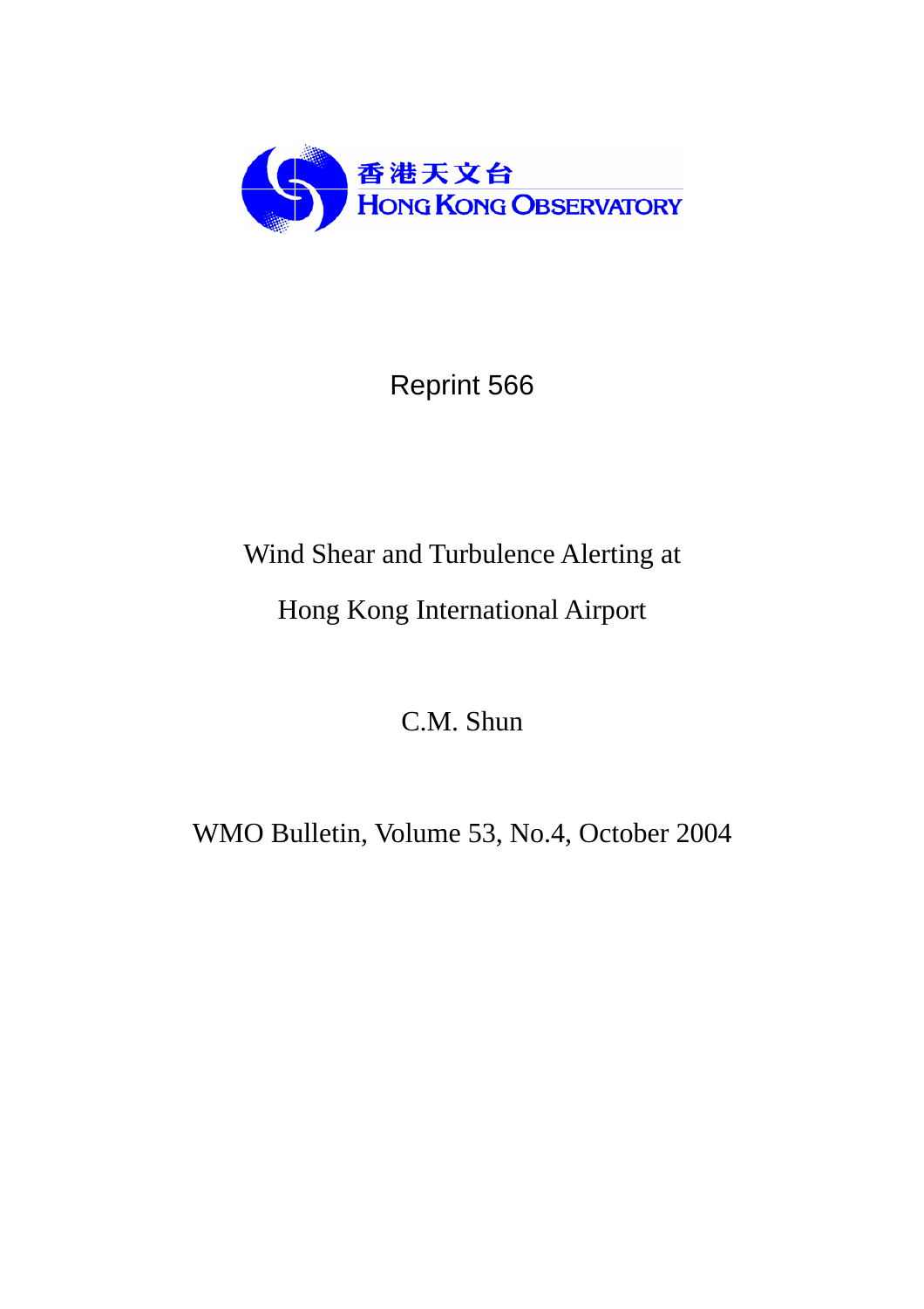香港天文台
HONG KONG OBSERVATORY

Reprint 566

# Wind Shear and Turbulence Alerting at Hong Kong International Airport

C.M. Shun

WMO Bulletin, Volume 53, No.4, October 2004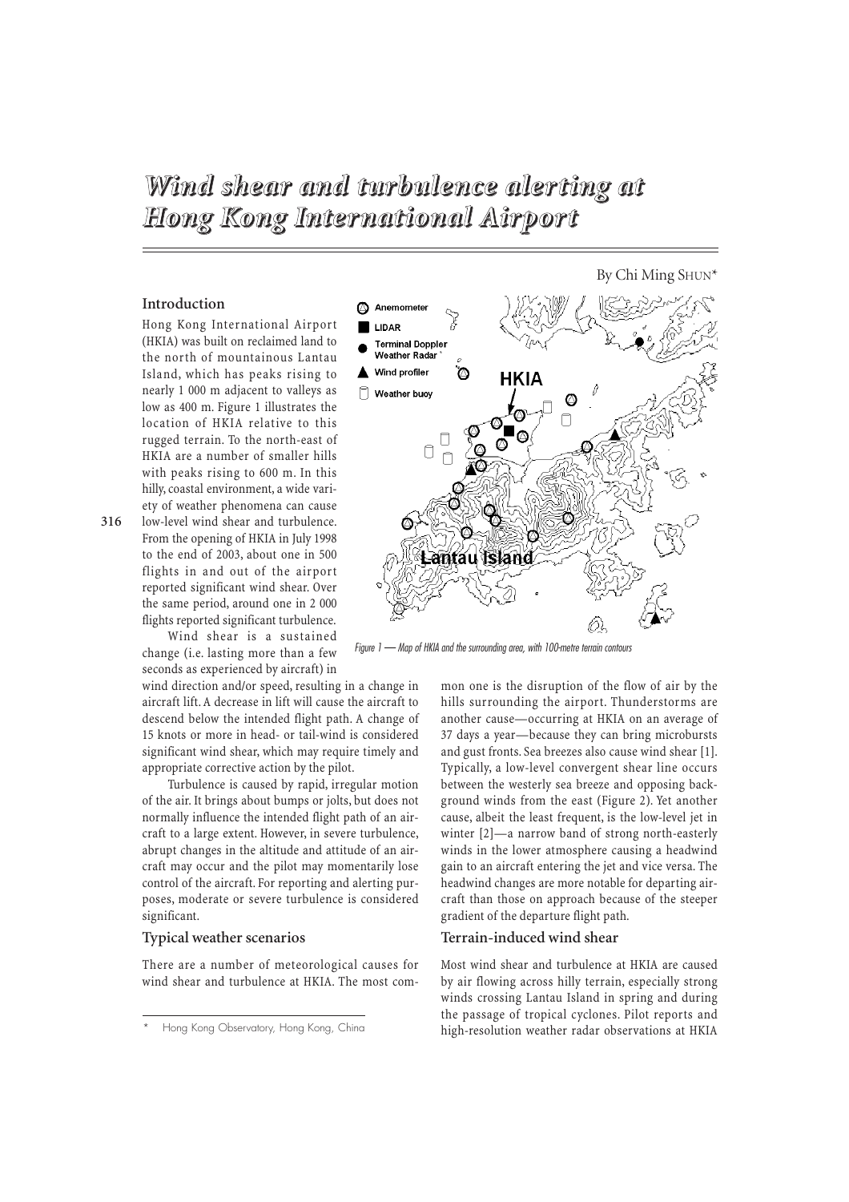# Wind shear and turbulence alerting at Hong Kong International Airport

By Chi Ming SHUN*

## Introduction

Hong Kong International Airport (HKIA) was built on reclaimed land to the north of mountainous Lantau Island, which has peaks rising to nearly 1 000 m adjacent to valleys as low as 400 m. Figure 1 illustrates the location of HKIA relative to this rugged terrain. To the north-east of HKIA are a number of smaller hills with peaks rising to 600 m. In this hilly, coastal environment, a wide variety of weather phenomena can cause low-level wind shear and turbulence. From the opening of HKIA in July 1998 to the end of 2003, about one in 500 flights in and out of the airport reported significant wind shear. Over the same period, around one in 2 000 flights reported significant turbulence.

*Figure 1 — Map of HKIA and the surrounding area, with 100-metre terrain contours*

Wind shear is a sustained change (i.e. lasting more than a few seconds as experienced by aircraft) in wind direction and/or speed, resulting in a change in aircraft lift. A decrease in lift will cause the aircraft to descend below the intended flight path. A change of 15 knots or more in head- or tail-wind is considered significant wind shear, which may require timely and appropriate corrective action by the pilot.

Turbulence is caused by rapid, irregular motion of the air. It brings about bumps or jolts, but does not normally influence the intended flight path of an aircraft to a large extent. However, in severe turbulence, abrupt changes in the altitude and attitude of an aircraft may occur and the pilot may momentarily lose control of the aircraft. For reporting and alerting purposes, moderate or severe turbulence is considered significant.

## Typical weather scenarios

There are a number of meteorological causes for wind shear and turbulence at HKIA. The most common one is the disruption of the flow of air by the hills surrounding the airport. Thunderstorms are another cause—occurring at HKIA on an average of 37 days a year—because they can bring microbursts and gust fronts. Sea breezes also cause wind shear [1]. Typically, a low-level convergent shear line occurs between the westerly sea breeze and opposing background winds from the east (Figure 2). Yet another cause, albeit the least frequent, is the low-level jet in winter [2]—a narrow band of strong north-easterly winds in the lower atmosphere causing a headwind gain to an aircraft entering the jet and vice versa. The headwind changes are more notable for departing aircraft than those on approach because of the steeper gradient of the departure flight path.

## Terrain-induced wind shear

Most wind shear and turbulence at HKIA are caused by air flowing across hilly terrain, especially strong winds crossing Lantau Island in spring and during the passage of tropical cyclones. Pilot reports and high-resolution weather radar observations at HKIA

---

\* Hong Kong Observatory, Hong Kong, China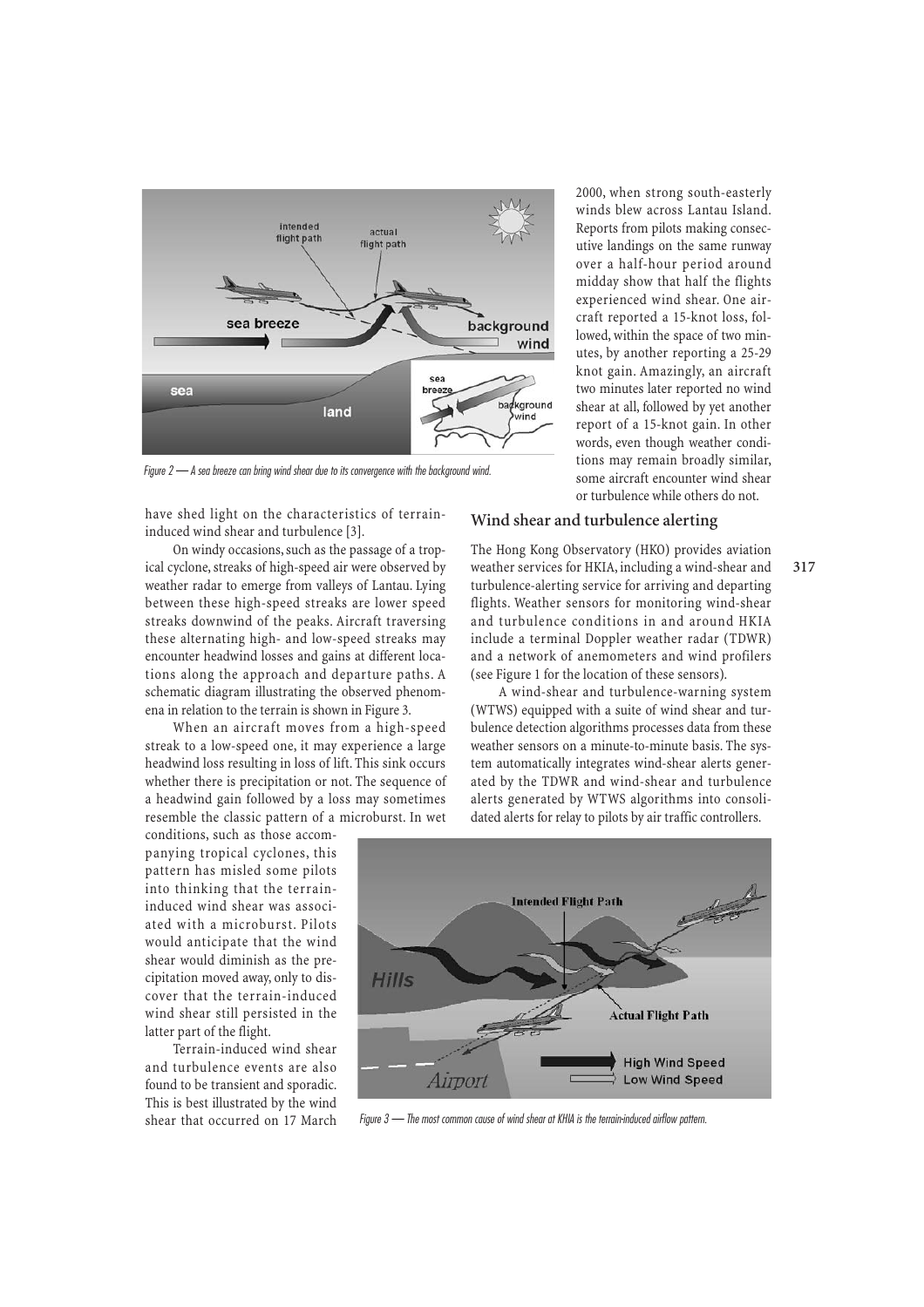Figure 2 — A sea breeze can bring wind shear due to its convergence with the background wind.

have shed light on the characteristics of terrain-induced wind shear and turbulence [3].

On windy occasions, such as the passage of a tropical cyclone, streaks of high-speed air were observed by weather radar to emerge from valleys of Lantau. Lying between these high-speed streaks are lower speed streaks downwind of the peaks. Aircraft traversing these alternating high- and low-speed streaks may encounter headwind losses and gains at different locations along the approach and departure paths. A schematic diagram illustrating the observed phenomena in relation to the terrain is shown in Figure 3.

When an aircraft moves from a high-speed streak to a low-speed one, it may experience a large headwind loss resulting in loss of lift. This sink occurs whether there is precipitation or not. The sequence of a headwind gain followed by a loss may sometimes resemble the classic pattern of a microburst. In wet conditions, such as those accompanying tropical cyclones, this pattern has misled some pilots into thinking that the terrain-induced wind shear was associated with a microburst. Pilots would anticipate that the wind shear would diminish as the precipitation moved away, only to discover that the terrain-induced wind shear still persisted in the latter part of the flight.

Terrain-induced wind shear and turbulence events are also found to be transient and sporadic. This is best illustrated by the wind shear that occurred on 17 March 2000, when strong south-easterly winds blew across Lantau Island. Reports from pilots making consecutive landings on the same runway over a half-hour period around midday show that half the flights experienced wind shear. One aircraft reported a 15-knot loss, followed, within the space of two minutes, by another reporting a 25-29 knot gain. Amazingly, an aircraft two minutes later reported no wind shear at all, followed by yet another report of a 15-knot gain. In other words, even though weather conditions may remain broadly similar, some aircraft encounter wind shear or turbulence while others do not.

## Wind shear and turbulence alerting

The Hong Kong Observatory (HKO) provides aviation weather services for HKIA, including a wind-shear and turbulence-alerting service for arriving and departing flights. Weather sensors for monitoring wind-shear and turbulence conditions in and around HKIA include a terminal Doppler weather radar (TDWR) and a network of anemometers and wind profilers (see Figure 1 for the location of these sensors).

A wind-shear and turbulence-warning system (WTWS) equipped with a suite of wind shear and turbulence detection algorithms processes data from these weather sensors on a minute-to-minute basis. The system automatically integrates wind-shear alerts generated by the TDWR and wind-shear and turbulence alerts generated by WTWS algorithms into consolidated alerts for relay to pilots by air traffic controllers.

Figure 3 — The most common cause of wind shear at KHIA is the terrain-induced airflow pattern.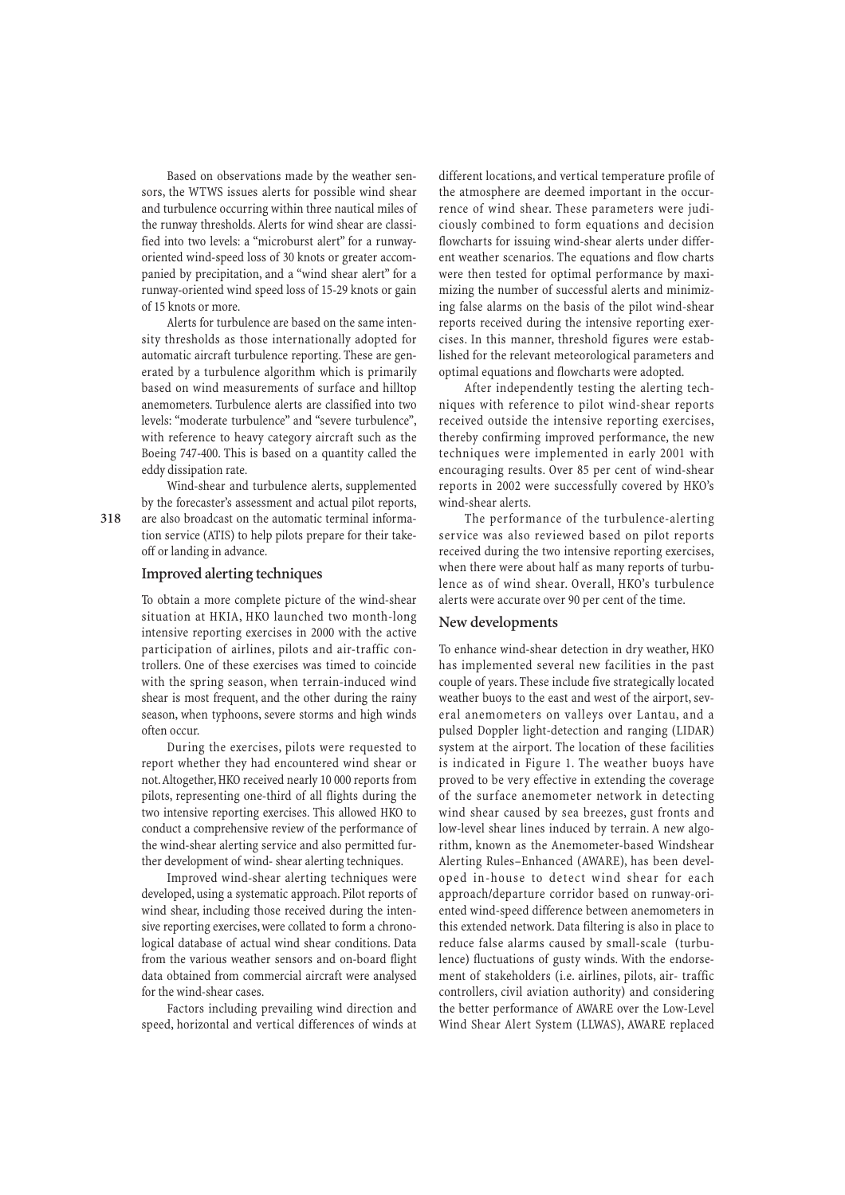Based on observations made by the weather sensors, the WTWS issues alerts for possible wind shear and turbulence occurring within three nautical miles of the runway thresholds. Alerts for wind shear are classified into two levels: a "microburst alert" for a runway-oriented wind-speed loss of 30 knots or greater accompanied by precipitation, and a "wind shear alert" for a runway-oriented wind speed loss of 15-29 knots or gain of 15 knots or more.

Alerts for turbulence are based on the same intensity thresholds as those internationally adopted for automatic aircraft turbulence reporting. These are generated by a turbulence algorithm which is primarily based on wind measurements of surface and hilltop anemometers. Turbulence alerts are classified into two levels: "moderate turbulence" and "severe turbulence", with reference to heavy category aircraft such as the Boeing 747-400. This is based on a quantity called the eddy dissipation rate.

Wind-shear and turbulence alerts, supplemented by the forecaster's assessment and actual pilot reports, are also broadcast on the automatic terminal information service (ATIS) to help pilots prepare for their take-off or landing in advance.

## Improved alerting techniques

To obtain a more complete picture of the wind-shear situation at HKIA, HKO launched two month-long intensive reporting exercises in 2000 with the active participation of airlines, pilots and air-traffic controllers. One of these exercises was timed to coincide with the spring season, when terrain-induced wind shear is most frequent, and the other during the rainy season, when typhoons, severe storms and high winds often occur.

During the exercises, pilots were requested to report whether they had encountered wind shear or not. Altogether, HKO received nearly 10 000 reports from pilots, representing one-third of all flights during the two intensive reporting exercises. This allowed HKO to conduct a comprehensive review of the performance of the wind-shear alerting service and also permitted further development of wind- shear alerting techniques.

Improved wind-shear alerting techniques were developed, using a systematic approach. Pilot reports of wind shear, including those received during the intensive reporting exercises, were collated to form a chronological database of actual wind shear conditions. Data from the various weather sensors and on-board flight data obtained from commercial aircraft were analysed for the wind-shear cases.

Factors including prevailing wind direction and speed, horizontal and vertical differences of winds at different locations, and vertical temperature profile of the atmosphere are deemed important in the occurrence of wind shear. These parameters were judiciously combined to form equations and decision flowcharts for issuing wind-shear alerts under different weather scenarios. The equations and flow charts were then tested for optimal performance by maximizing the number of successful alerts and minimizing false alarms on the basis of the pilot wind-shear reports received during the intensive reporting exercises. In this manner, threshold figures were established for the relevant meteorological parameters and optimal equations and flowcharts were adopted.

After independently testing the alerting techniques with reference to pilot wind-shear reports received outside the intensive reporting exercises, thereby confirming improved performance, the new techniques were implemented in early 2001 with encouraging results. Over 85 per cent of wind-shear reports in 2002 were successfully covered by HKO's wind-shear alerts.

The performance of the turbulence-alerting service was also reviewed based on pilot reports received during the two intensive reporting exercises, when there were about half as many reports of turbulence as of wind shear. Overall, HKO's turbulence alerts were accurate over 90 per cent of the time.

## New developments

To enhance wind-shear detection in dry weather, HKO has implemented several new facilities in the past couple of years. These include five strategically located weather buoys to the east and west of the airport, several anemometers on valleys over Lantau, and a pulsed Doppler light-detection and ranging (LIDAR) system at the airport. The location of these facilities is indicated in Figure 1. The weather buoys have proved to be very effective in extending the coverage of the surface anemometer network in detecting wind shear caused by sea breezes, gust fronts and low-level shear lines induced by terrain. A new algorithm, known as the Anemometer-based Windshear Alerting Rules–Enhanced (AWARE), has been developed in-house to detect wind shear for each approach/departure corridor based on runway-oriented wind-speed difference between anemometers in this extended network. Data filtering is also in place to reduce false alarms caused by small-scale (turbulence) fluctuations of gusty winds. With the endorsement of stakeholders (i.e. airlines, pilots, air- traffic controllers, civil aviation authority) and considering the better performance of AWARE over the Low-Level Wind Shear Alert System (LLWAS), AWARE replaced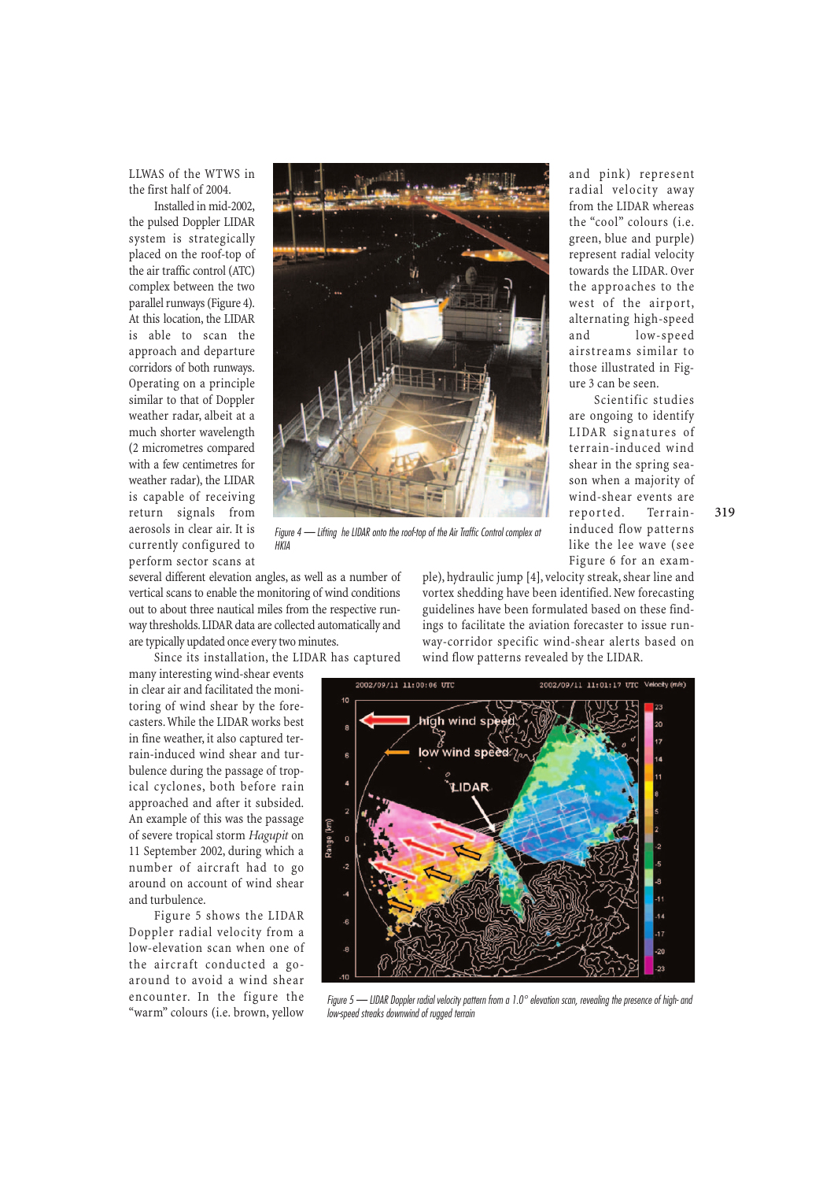LLWAS of the WTWS in the first half of 2004.

Installed in mid-2002, the pulsed Doppler LIDAR system is strategically placed on the roof-top of the air traffic control (ATC) complex between the two parallel runways (Figure 4). At this location, the LIDAR is able to scan the approach and departure corridors of both runways. Operating on a principle similar to that of Doppler weather radar, albeit at a much shorter wavelength (2 micrometres compared with a few centimetres for weather radar), the LIDAR is capable of receiving return signals from aerosols in clear air. It is currently configured to perform sector scans at several different elevation angles, as well as a number of vertical scans to enable the monitoring of wind conditions out to about three nautical miles from the respective runway thresholds. LIDAR data are collected automatically and are typically updated once every two minutes.

*Figure 4 — Lifting he LIDAR onto the roof-top of the Air Traffic Control complex at HKIA*

Since its installation, the LIDAR has captured many interesting wind-shear events in clear air and facilitated the monitoring of wind shear by the forecasters. While the LIDAR works best in fine weather, it also captured terrain-induced wind shear and turbulence during the passage of tropical cyclones, both before rain approached and after it subsided. An example of this was the passage of severe tropical storm *Hagupit* on 11 September 2002, during which a number of aircraft had to go around on account of wind shear and turbulence.

Figure 5 shows the LIDAR Doppler radial velocity from a low-elevation scan when one of the aircraft conducted a go-around to avoid a wind shear encounter. In the figure the "warm" colours (i.e. brown, yellow and pink) represent radial velocity away from the LIDAR whereas the "cool" colours (i.e. green, blue and purple) represent radial velocity towards the LIDAR. Over the approaches to the west of the airport, alternating high-speed and low-speed airstreams similar to those illustrated in Figure 3 can be seen.

Scientific studies are ongoing to identify LIDAR signatures of terrain-induced wind shear in the spring season when a majority of wind-shear events are reported. Terrain-induced flow patterns like the lee wave (see Figure 6 for an example), hydraulic jump [4], velocity streak, shear line and vortex shedding have been identified. New forecasting guidelines have been formulated based on these findings to facilitate the aviation forecaster to issue runway-corridor specific wind-shear alerts based on wind flow patterns revealed by the LIDAR.

*Figure 5 — LIDAR Doppler radial velocity pattern from a 1.0° elevation scan, revealing the presence of high- and low-speed streaks downwind of rugged terrain*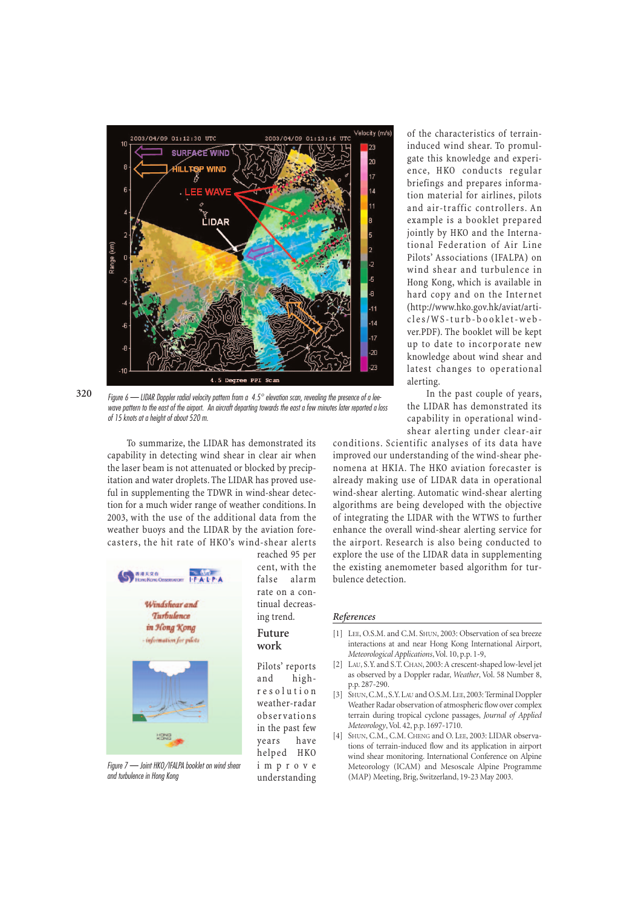2003/04/09 01:12:30 UTC 2003/04/09 01:13:16 UTC

Velocity (m/s)

SURFACE WIND

HILLTOP WIND

LEE WAVE

LIDAR

Range (km)

4.5 Degree PPI Scan

Figure 6 — LIDAR Doppler radial velocity pattern from a 4.5° elevation scan, revealing the presence of a lee-wave pattern to the east of the airport. An aircraft departing towards the east a few minutes later reported a loss of 15 knots at a height of about 520 m.

To summarize, the LIDAR has demonstrated its capability in detecting wind shear in clear air when the laser beam is not attenuated or blocked by precipitation and water droplets. The LIDAR has proved useful in supplementing the TDWR in wind-shear detection for a much wider range of weather conditions. In 2003, with the use of the additional data from the weather buoys and the LIDAR by the aviation forecasters, the hit rate of HKO's wind-shear alerts reached 95 per cent, with the false alarm rate on a continual decreasing trend.

Windshear and Turbulence in Hong Kong - information for pilots

Figure 7 — Joint HKO/IFALPA booklet on wind shear and turbulence in Hong Kong

## Future work

Pilots' reports and high-resolution weather-radar observations in the past few years have helped HKO improve understanding of the characteristics of terrain-induced wind shear. To promulgate this knowledge and experience, HKO conducts regular briefings and prepares information material for airlines, pilots and air-traffic controllers. An example is a booklet prepared jointly by HKO and the International Federation of Air Line Pilots' Associations (IFALPA) on wind shear and turbulence in Hong Kong, which is available in hard copy and on the Internet (http://www.hko.gov.hk/aviat/articles/WS-turb-booklet-web-ver.PDF). The booklet will be kept up to date to incorporate new knowledge about wind shear and latest changes to operational alerting.

In the past couple of years, the LIDAR has demonstrated its capability in operational wind-shear alerting under clear-air conditions. Scientific analyses of its data have improved our understanding of the wind-shear phenomena at HKIA. The HKO aviation forecaster is already making use of LIDAR data in operational wind-shear alerting. Automatic wind-shear alerting algorithms are being developed with the objective of integrating the LIDAR with the WTWS to further enhance the overall wind-shear alerting service for the airport. Research is also being conducted to explore the use of the LIDAR data in supplementing the existing anemometer based algorithm for turbulence detection.

## References

[1] Lee, O.S.M. and C.M. Shun, 2003: Observation of sea breeze interactions at and near Hong Kong International Airport, *Meteorological Applications*, Vol. 10, p.p. 1-9,

[2] Lau, S.Y. and S.T. Chan, 2003: A crescent-shaped low-level jet as observed by a Doppler radar, *Weather*, Vol. 58 Number 8, p.p. 287-290.

[3] Shun, C.M., S.Y. Lau and O.S.M. Lee, 2003: Terminal Doppler Weather Radar observation of atmospheric flow over complex terrain during tropical cyclone passages, *Journal of Applied Meteorology*, Vol. 42, p.p. 1697-1710.

[4] Shun, C.M., C.M. Cheng and O. Lee, 2003: LIDAR observations of terrain-induced flow and its application in airport wind shear monitoring. International Conference on Alpine Meteorology (ICAM) and Mesoscale Alpine Programme (MAP) Meeting, Brig, Switzerland, 19-23 May 2003.